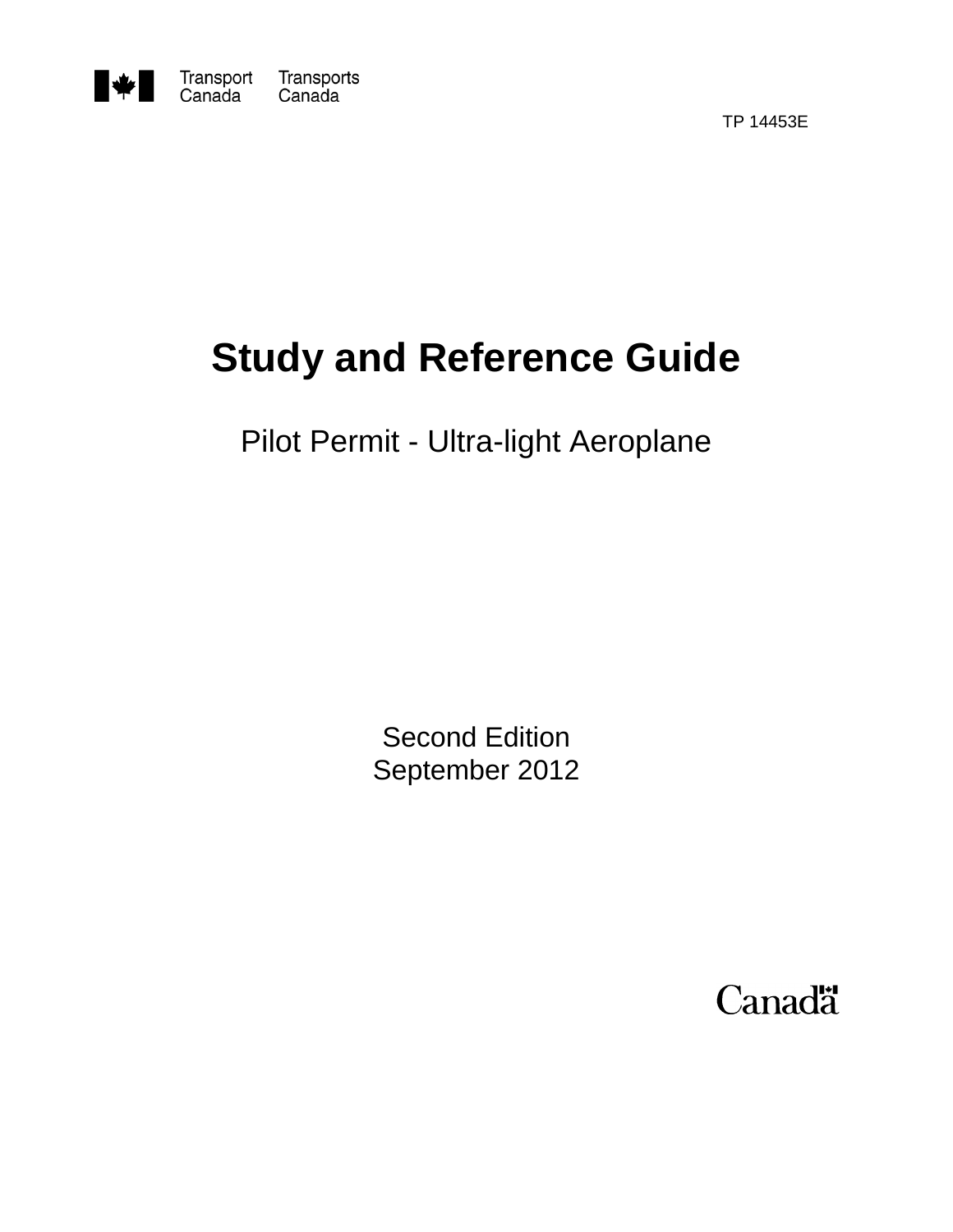Transport Canada Transports Canada

TP 14453E

# Study and Reference Guide

## Pilot Permit - Ultra-light Aeroplane

Second Edition
September 2012

Canada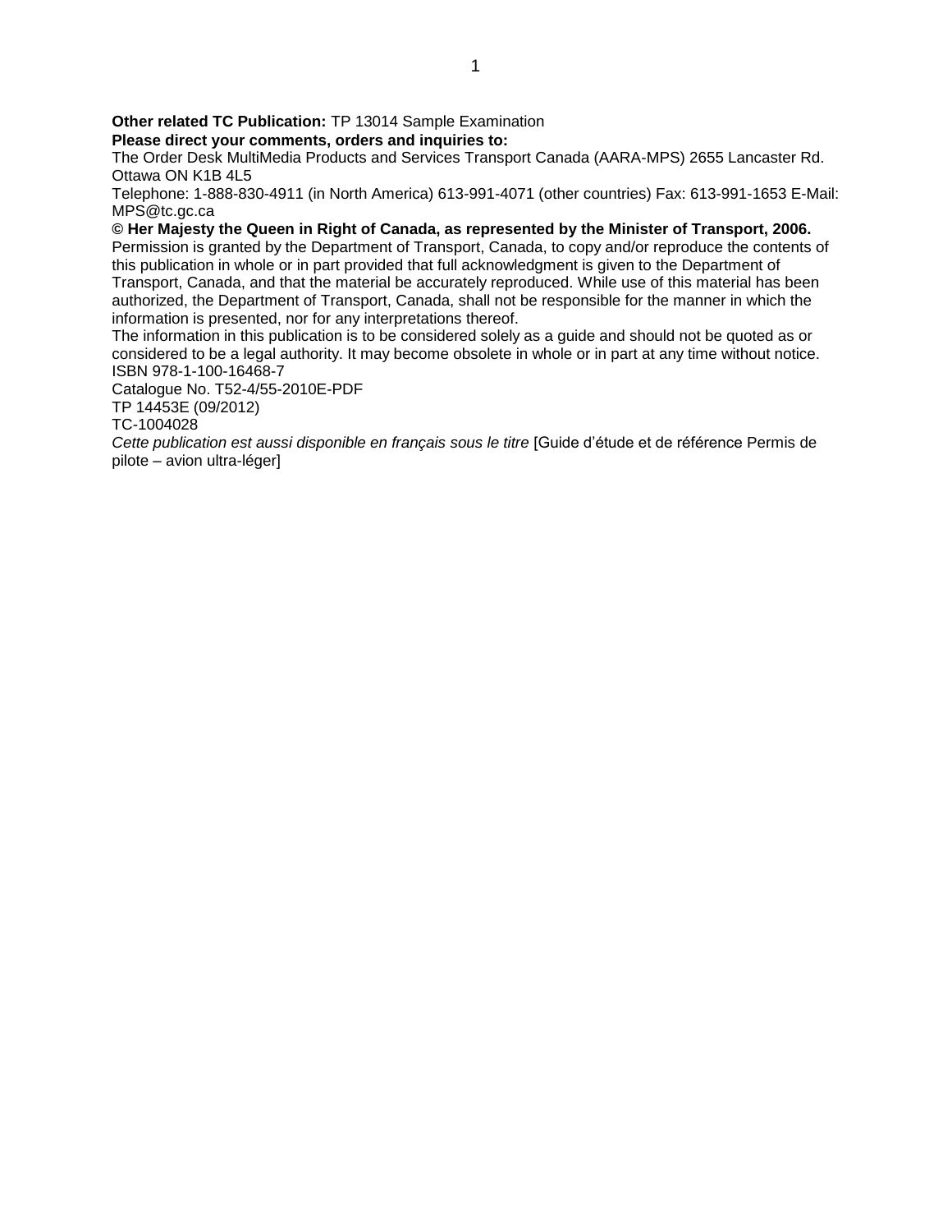**Other related TC Publication:** TP 13014 Sample Examination

**Please direct your comments, orders and inquiries to:**

The Order Desk MultiMedia Products and Services Transport Canada (AARA-MPS) 2655 Lancaster Rd. Ottawa ON K1B 4L5

Telephone: 1-888-830-4911 (in North America) 613-991-4071 (other countries) Fax: 613-991-1653 E-Mail: MPS@tc.gc.ca

**© Her Majesty the Queen in Right of Canada, as represented by the Minister of Transport, 2006.**

Permission is granted by the Department of Transport, Canada, to copy and/or reproduce the contents of this publication in whole or in part provided that full acknowledgment is given to the Department of Transport, Canada, and that the material be accurately reproduced. While use of this material has been authorized, the Department of Transport, Canada, shall not be responsible for the manner in which the information is presented, nor for any interpretations thereof.

The information in this publication is to be considered solely as a guide and should not be quoted as or considered to be a legal authority. It may become obsolete in whole or in part at any time without notice.

ISBN 978-1-100-16468-7

Catalogue No. T52-4/55-2010E-PDF

TP 14453E (09/2012)

TC-1004028

*Cette publication est aussi disponible en français sous le titre* [Guide d'étude et de référence Permis de pilote – avion ultra-léger]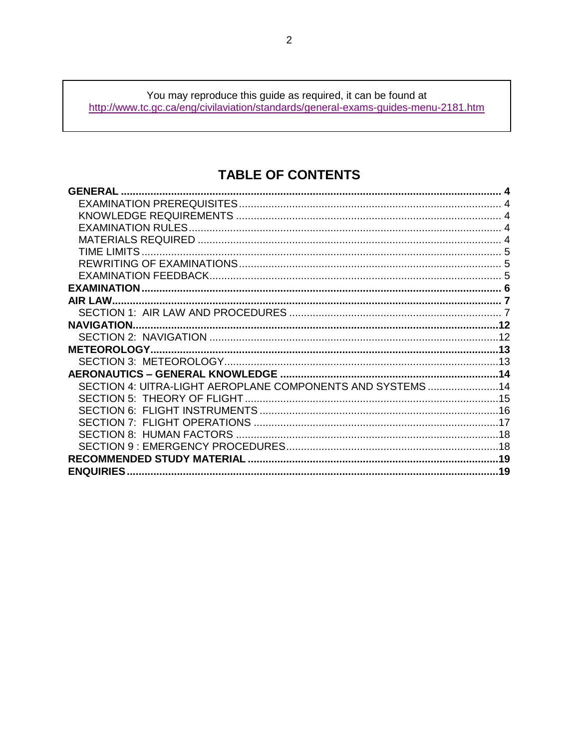You may reproduce this guide as required, it can be found at
http://www.tc.gc.ca/eng/civilaviation/standards/general-exams-guides-menu-2181.htm

## TABLE OF CONTENTS

**GENERAL** .......... 4
- EXAMINATION PREREQUISITES .......... 4
- KNOWLEDGE REQUIREMENTS .......... 4
- EXAMINATION RULES .......... 4
- MATERIALS REQUIRED .......... 4
- TIME LIMITS .......... 5
- REWRITING OF EXAMINATIONS .......... 5
- EXAMINATION FEEDBACK .......... 5

**EXAMINATION** .......... 6

**AIR LAW** .......... 7
- SECTION 1: AIR LAW AND PROCEDURES .......... 7

**NAVIGATION** .......... 12
- SECTION 2: NAVIGATION .......... 12

**METEOROLOGY** .......... 13
- SECTION 3: METEOROLOGY .......... 13

**AERONAUTICS – GENERAL KNOWLEDGE** .......... 14
- SECTION 4: UlTRA-LIGHT AEROPLANE COMPONENTS AND SYSTEMS .......... 14
- SECTION 5: THEORY OF FLIGHT .......... 15
- SECTION 6: FLIGHT INSTRUMENTS .......... 16
- SECTION 7: FLIGHT OPERATIONS .......... 17
- SECTION 8: HUMAN FACTORS .......... 18
- SECTION 9 : EMERGENCY PROCEDURES .......... 18

**RECOMMENDED STUDY MATERIAL** .......... 19

**ENQUIRIES** .......... 19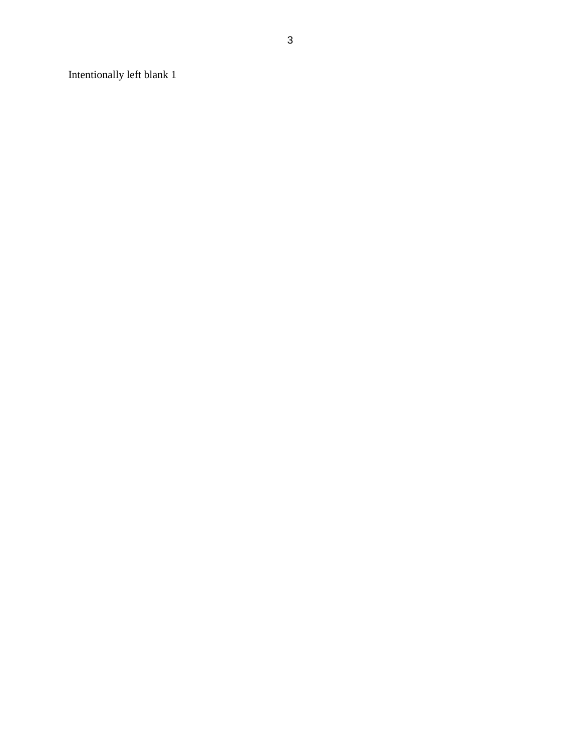Intentionally left blank 1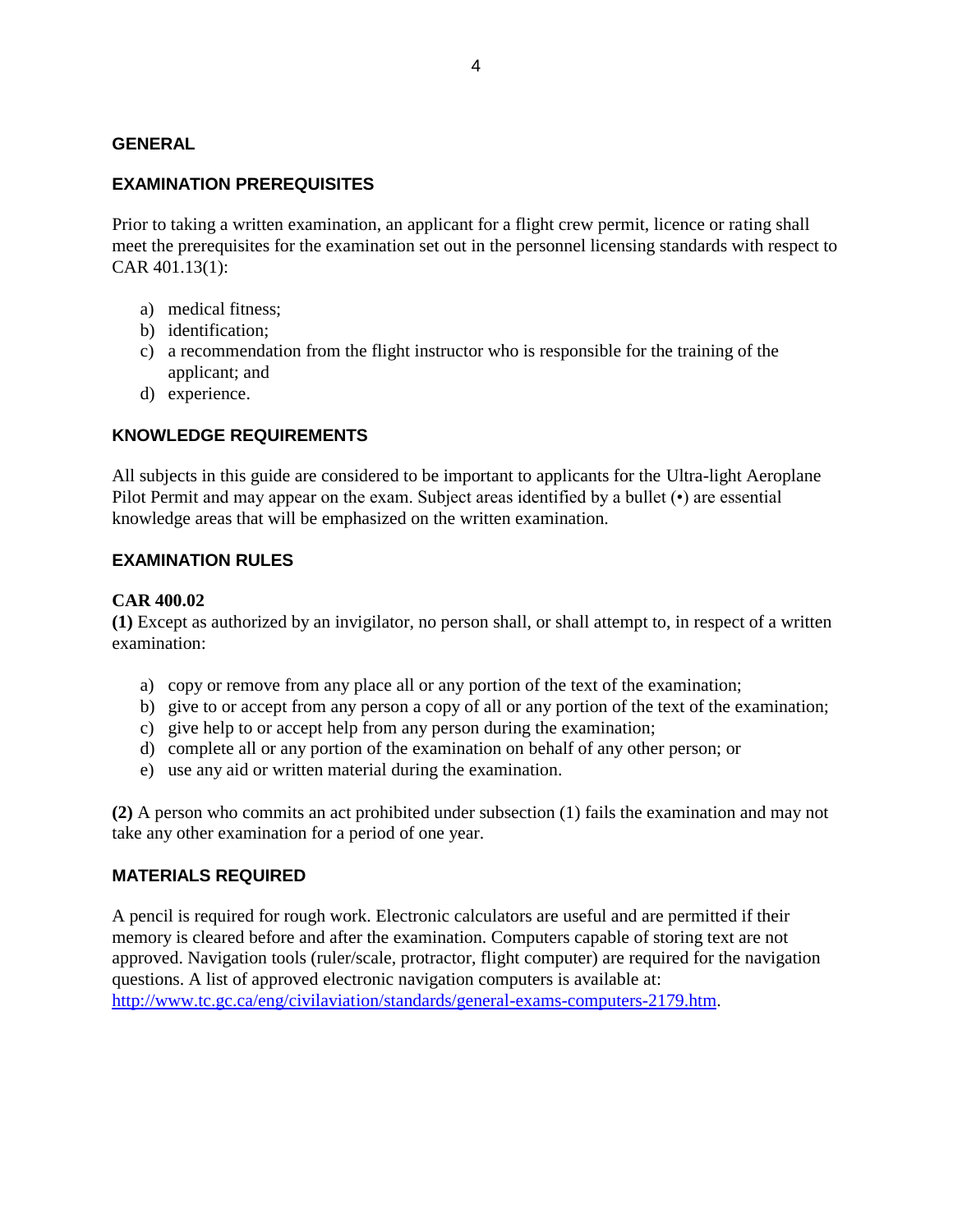## GENERAL

### EXAMINATION PREREQUISITES

Prior to taking a written examination, an applicant for a flight crew permit, licence or rating shall meet the prerequisites for the examination set out in the personnel licensing standards with respect to CAR 401.13(1):

a) medical fitness;
b) identification;
c) a recommendation from the flight instructor who is responsible for the training of the applicant; and
d) experience.

### KNOWLEDGE REQUIREMENTS

All subjects in this guide are considered to be important to applicants for the Ultra-light Aeroplane Pilot Permit and may appear on the exam. Subject areas identified by a bullet (•) are essential knowledge areas that will be emphasized on the written examination.

### EXAMINATION RULES

**CAR 400.02**
**(1)** Except as authorized by an invigilator, no person shall, or shall attempt to, in respect of a written examination:

a) copy or remove from any place all or any portion of the text of the examination;
b) give to or accept from any person a copy of all or any portion of the text of the examination;
c) give help to or accept help from any person during the examination;
d) complete all or any portion of the examination on behalf of any other person; or
e) use any aid or written material during the examination.

**(2)** A person who commits an act prohibited under subsection (1) fails the examination and may not take any other examination for a period of one year.

### MATERIALS REQUIRED

A pencil is required for rough work. Electronic calculators are useful and are permitted if their memory is cleared before and after the examination. Computers capable of storing text are not approved. Navigation tools (ruler/scale, protractor, flight computer) are required for the navigation questions. A list of approved electronic navigation computers is available at: [http://www.tc.gc.ca/eng/civilaviation/standards/general-exams-computers-2179.htm](http://www.tc.gc.ca/eng/civilaviation/standards/general-exams-computers-2179.htm).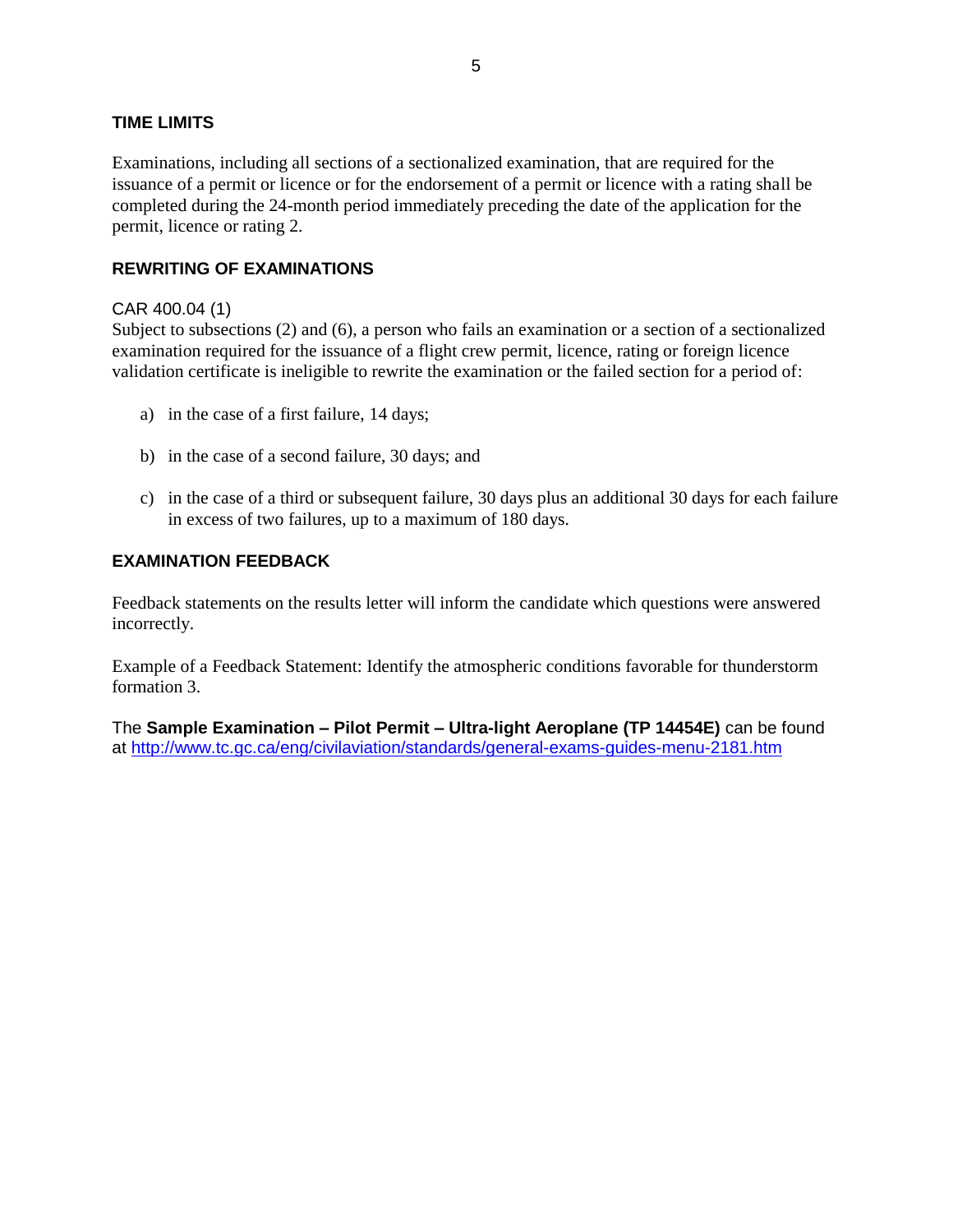## TIME LIMITS

Examinations, including all sections of a sectionalized examination, that are required for the issuance of a permit or licence or for the endorsement of a permit or licence with a rating shall be completed during the 24-month period immediately preceding the date of the application for the permit, licence or rating 2.

## REWRITING OF EXAMINATIONS

CAR 400.04 (1)
Subject to subsections (2) and (6), a person who fails an examination or a section of a sectionalized examination required for the issuance of a flight crew permit, licence, rating or foreign licence validation certificate is ineligible to rewrite the examination or the failed section for a period of:

a) in the case of a first failure, 14 days;

b) in the case of a second failure, 30 days; and

c) in the case of a third or subsequent failure, 30 days plus an additional 30 days for each failure in excess of two failures, up to a maximum of 180 days.

## EXAMINATION FEEDBACK

Feedback statements on the results letter will inform the candidate which questions were answered incorrectly.

Example of a Feedback Statement: Identify the atmospheric conditions favorable for thunderstorm formation 3.

The **Sample Examination – Pilot Permit – Ultra-light Aeroplane (TP 14454E)** can be found at http://www.tc.gc.ca/eng/civilaviation/standards/general-exams-guides-menu-2181.htm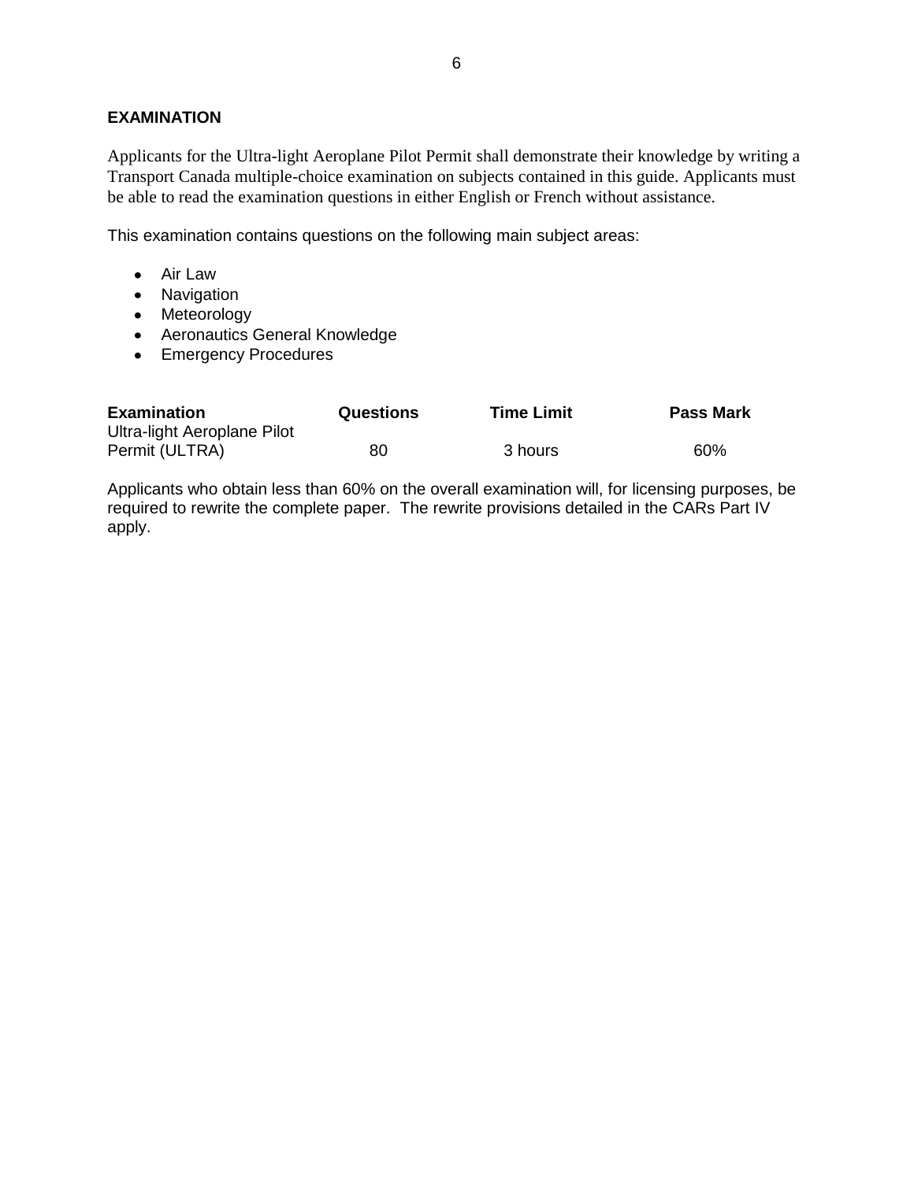## EXAMINATION

Applicants for the Ultra-light Aeroplane Pilot Permit shall demonstrate their knowledge by writing a Transport Canada multiple-choice examination on subjects contained in this guide. Applicants must be able to read the examination questions in either English or French without assistance.

This examination contains questions on the following main subject areas:

- Air Law
- Navigation
- Meteorology
- Aeronautics General Knowledge
- Emergency Procedures

| Examination | Questions | Time Limit | Pass Mark |
|---|---|---|---|
| Ultra-light Aeroplane Pilot Permit (ULTRA) | 80 | 3 hours | 60% |

Applicants who obtain less than 60% on the overall examination will, for licensing purposes, be required to rewrite the complete paper. The rewrite provisions detailed in the CARs Part IV apply.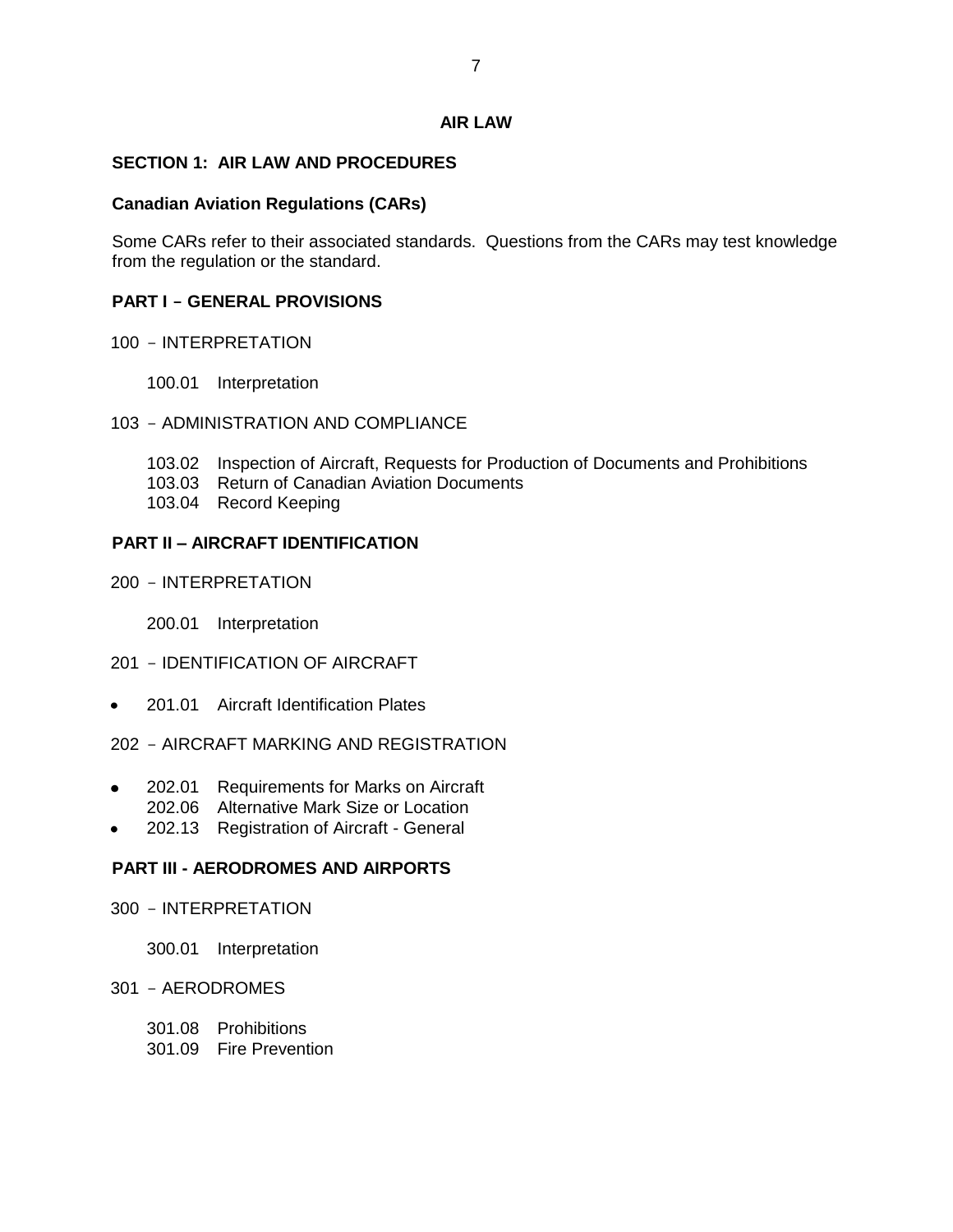# AIR LAW

## SECTION 1: AIR LAW AND PROCEDURES

### Canadian Aviation Regulations (CARs)

Some CARs refer to their associated standards. Questions from the CARs may test knowledge from the regulation or the standard.

### PART I – GENERAL PROVISIONS

100 – INTERPRETATION

- 100.01 Interpretation

103 – ADMINISTRATION AND COMPLIANCE

- 103.02 Inspection of Aircraft, Requests for Production of Documents and Prohibitions
- 103.03 Return of Canadian Aviation Documents
- 103.04 Record Keeping

### PART II – AIRCRAFT IDENTIFICATION

200 – INTERPRETATION

- 200.01 Interpretation

201 – IDENTIFICATION OF AIRCRAFT

- • 201.01 Aircraft Identification Plates

202 – AIRCRAFT MARKING AND REGISTRATION

- • 202.01 Requirements for Marks on Aircraft
- 202.06 Alternative Mark Size or Location
- • 202.13 Registration of Aircraft - General

### PART III - AERODROMES AND AIRPORTS

300 – INTERPRETATION

- 300.01 Interpretation

301 – AERODROMES

- 301.08 Prohibitions
- 301.09 Fire Prevention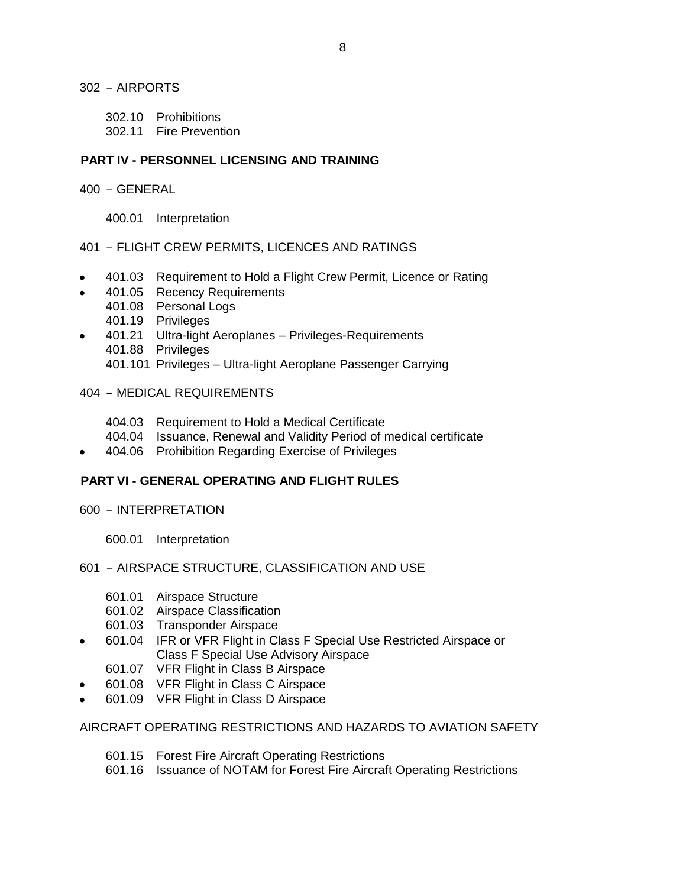302 – AIRPORTS

- 302.10 Prohibitions
- 302.11 Fire Prevention

**PART IV - PERSONNEL LICENSING AND TRAINING**

400 – GENERAL

- 400.01 Interpretation

401 – FLIGHT CREW PERMITS, LICENCES AND RATINGS

- • 401.03 Requirement to Hold a Flight Crew Permit, Licence or Rating
- • 401.05 Recency Requirements
- 401.08 Personal Logs
- 401.19 Privileges
- • 401.21 Ultra-light Aeroplanes – Privileges-Requirements
- 401.88 Privileges
- 401.101 Privileges – Ultra-light Aeroplane Passenger Carrying

404 – MEDICAL REQUIREMENTS

- 404.03 Requirement to Hold a Medical Certificate
- 404.04 Issuance, Renewal and Validity Period of medical certificate
- • 404.06 Prohibition Regarding Exercise of Privileges

**PART VI - GENERAL OPERATING AND FLIGHT RULES**

600 – INTERPRETATION

- 600.01 Interpretation

601 – AIRSPACE STRUCTURE, CLASSIFICATION AND USE

- 601.01 Airspace Structure
- 601.02 Airspace Classification
- 601.03 Transponder Airspace
- • 601.04 IFR or VFR Flight in Class F Special Use Restricted Airspace or Class F Special Use Advisory Airspace
- 601.07 VFR Flight in Class B Airspace
- • 601.08 VFR Flight in Class C Airspace
- • 601.09 VFR Flight in Class D Airspace

AIRCRAFT OPERATING RESTRICTIONS AND HAZARDS TO AVIATION SAFETY

- 601.15 Forest Fire Aircraft Operating Restrictions
- 601.16 Issuance of NOTAM for Forest Fire Aircraft Operating Restrictions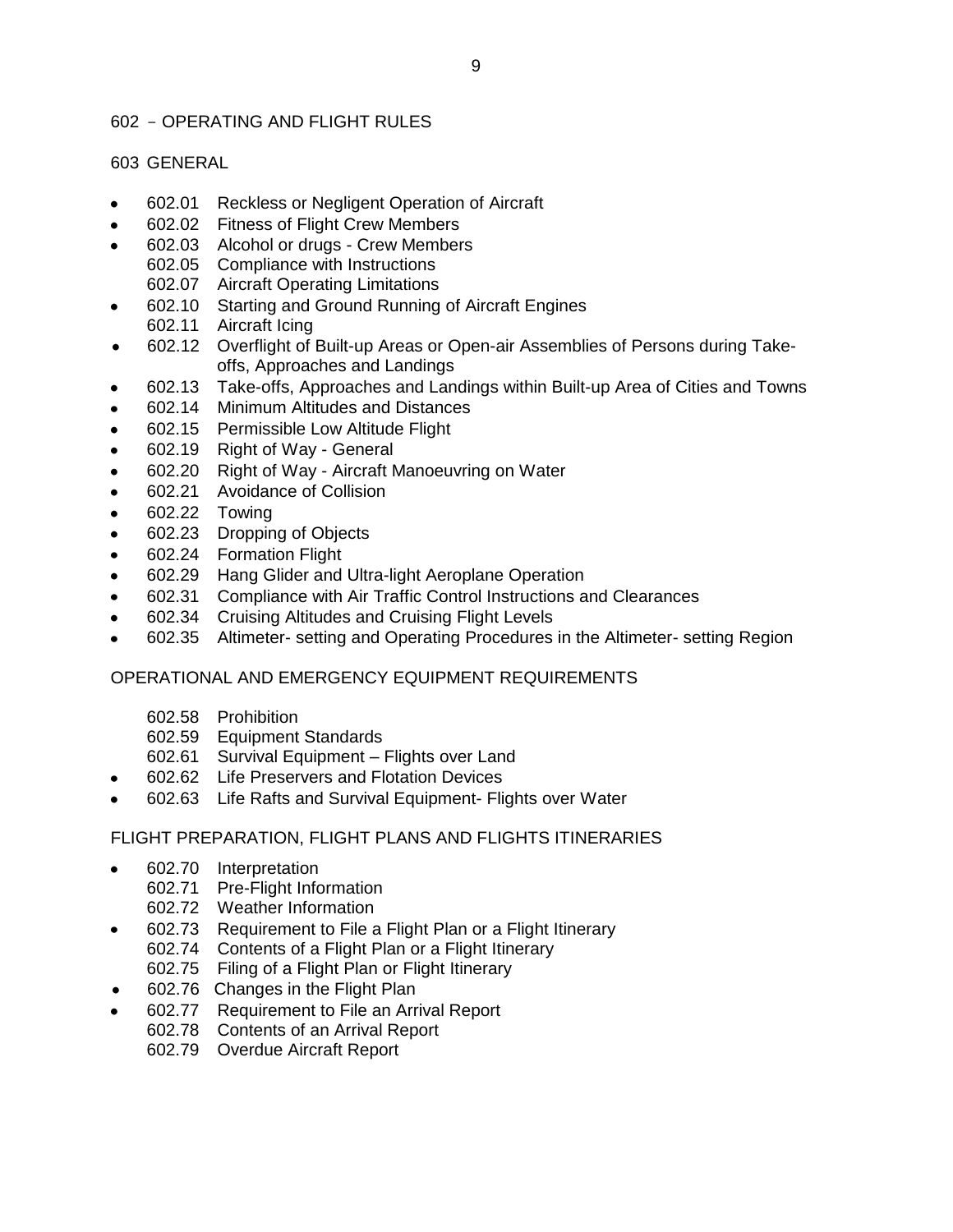## 602 – OPERATING AND FLIGHT RULES

## 603 GENERAL

- 602.01 Reckless or Negligent Operation of Aircraft
- 602.02 Fitness of Flight Crew Members
- 602.03 Alcohol or drugs - Crew Members

  602.05 Compliance with Instructions

  602.07 Aircraft Operating Limitations
- 602.10 Starting and Ground Running of Aircraft Engines

  602.11 Aircraft Icing
- 602.12 Overflight of Built-up Areas or Open-air Assemblies of Persons during Take-offs, Approaches and Landings
- 602.13 Take-offs, Approaches and Landings within Built-up Area of Cities and Towns
- 602.14 Minimum Altitudes and Distances
- 602.15 Permissible Low Altitude Flight
- 602.19 Right of Way - General
- 602.20 Right of Way - Aircraft Manoeuvring on Water
- 602.21 Avoidance of Collision
- 602.22 Towing
- 602.23 Dropping of Objects
- 602.24 Formation Flight
- 602.29 Hang Glider and Ultra-light Aeroplane Operation
- 602.31 Compliance with Air Traffic Control Instructions and Clearances
- 602.34 Cruising Altitudes and Cruising Flight Levels
- 602.35 Altimeter- setting and Operating Procedures in the Altimeter- setting Region

## OPERATIONAL AND EMERGENCY EQUIPMENT REQUIREMENTS

602.58 Prohibition

602.59 Equipment Standards

602.61 Survival Equipment – Flights over Land

- 602.62 Life Preservers and Flotation Devices
- 602.63 Life Rafts and Survival Equipment- Flights over Water

## FLIGHT PREPARATION, FLIGHT PLANS AND FLIGHTS ITINERARIES

- 602.70 Interpretation

  602.71 Pre-Flight Information

  602.72 Weather Information
- 602.73 Requirement to File a Flight Plan or a Flight Itinerary

  602.74 Contents of a Flight Plan or a Flight Itinerary

  602.75 Filing of a Flight Plan or Flight Itinerary
- 602.76 Changes in the Flight Plan
- 602.77 Requirement to File an Arrival Report

  602.78 Contents of an Arrival Report

  602.79 Overdue Aircraft Report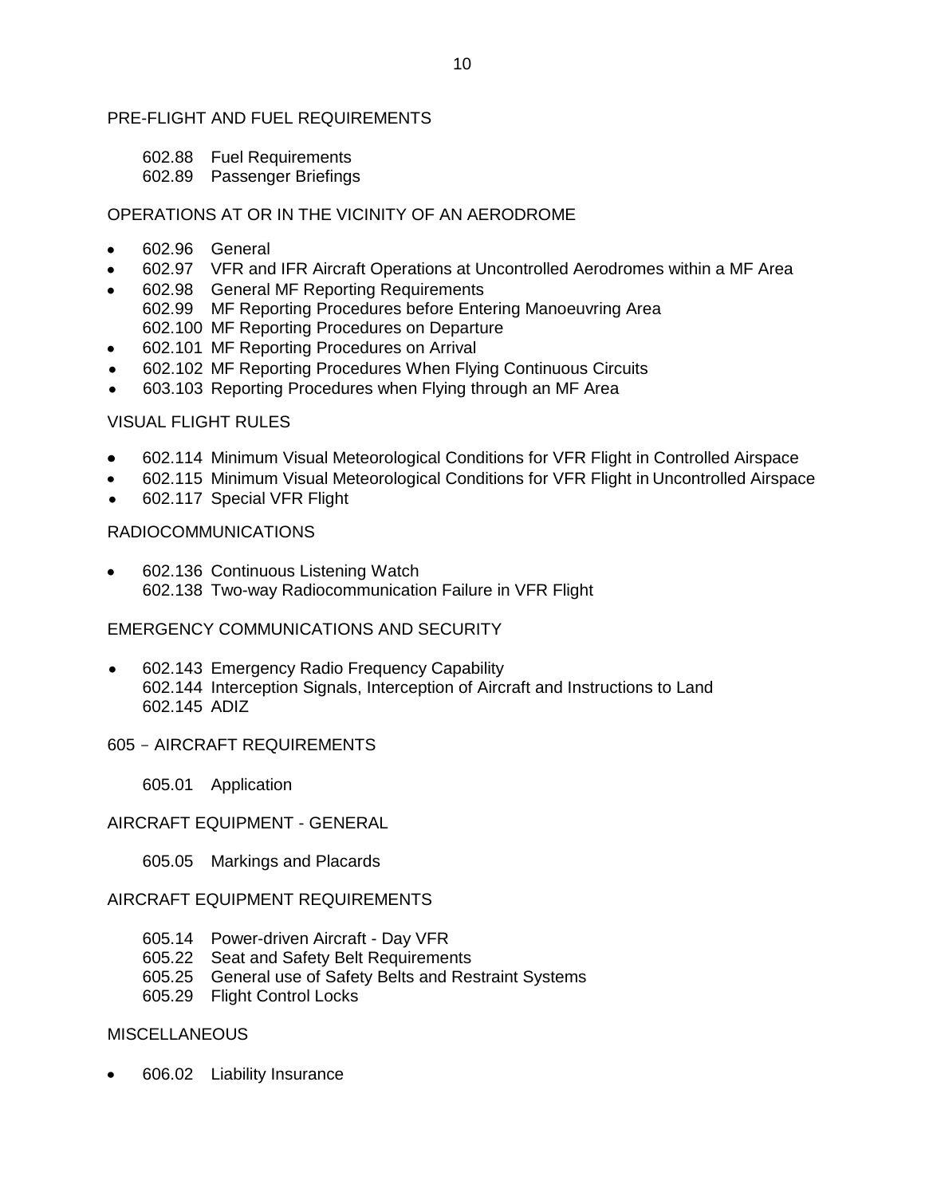PRE-FLIGHT AND FUEL REQUIREMENTS

602.88 Fuel Requirements
602.89 Passenger Briefings

OPERATIONS AT OR IN THE VICINITY OF AN AERODROME

- 602.96 General
- 602.97 VFR and IFR Aircraft Operations at Uncontrolled Aerodromes within a MF Area
- 602.98 General MF Reporting Requirements
  602.99 MF Reporting Procedures before Entering Manoeuvring Area
  602.100 MF Reporting Procedures on Departure
- 602.101 MF Reporting Procedures on Arrival
- 602.102 MF Reporting Procedures When Flying Continuous Circuits
- 603.103 Reporting Procedures when Flying through an MF Area

VISUAL FLIGHT RULES

- 602.114 Minimum Visual Meteorological Conditions for VFR Flight in Controlled Airspace
- 602.115 Minimum Visual Meteorological Conditions for VFR Flight in Uncontrolled Airspace
- 602.117 Special VFR Flight

RADIOCOMMUNICATIONS

- 602.136 Continuous Listening Watch
  602.138 Two-way Radiocommunication Failure in VFR Flight

EMERGENCY COMMUNICATIONS AND SECURITY

- 602.143 Emergency Radio Frequency Capability
  602.144 Interception Signals, Interception of Aircraft and Instructions to Land
  602.145 ADIZ

605 – AIRCRAFT REQUIREMENTS

605.01 Application

AIRCRAFT EQUIPMENT - GENERAL

605.05 Markings and Placards

AIRCRAFT EQUIPMENT REQUIREMENTS

605.14 Power-driven Aircraft - Day VFR
605.22 Seat and Safety Belt Requirements
605.25 General use of Safety Belts and Restraint Systems
605.29 Flight Control Locks

MISCELLANEOUS

- 606.02 Liability Insurance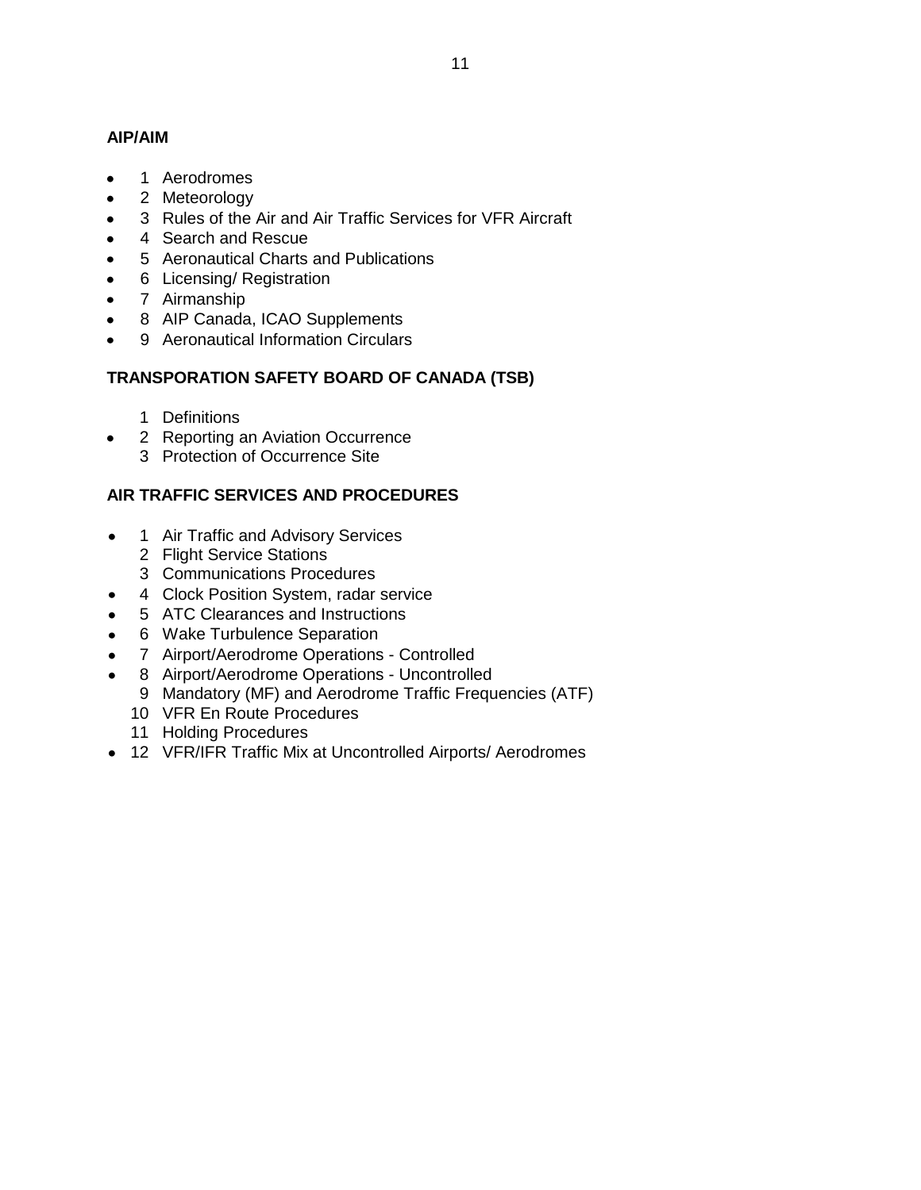**AIP/AIM**

- 1 Aerodromes
- 2 Meteorology
- 3 Rules of the Air and Air Traffic Services for VFR Aircraft
- 4 Search and Rescue
- 5 Aeronautical Charts and Publications
- 6 Licensing/ Registration
- 7 Airmanship
- 8 AIP Canada, ICAO Supplements
- 9 Aeronautical Information Circulars

**TRANSPORATION SAFETY BOARD OF CANADA (TSB)**

1 Definitions
- 2 Reporting an Aviation Occurrence

3 Protection of Occurrence Site

**AIR TRAFFIC SERVICES AND PROCEDURES**

- 1 Air Traffic and Advisory Services

2 Flight Service Stations
3 Communications Procedures
- 4 Clock Position System, radar service
- 5 ATC Clearances and Instructions
- 6 Wake Turbulence Separation
- 7 Airport/Aerodrome Operations - Controlled
- 8 Airport/Aerodrome Operations - Uncontrolled

9 Mandatory (MF) and Aerodrome Traffic Frequencies (ATF)
10 VFR En Route Procedures
11 Holding Procedures
- 12 VFR/IFR Traffic Mix at Uncontrolled Airports/ Aerodromes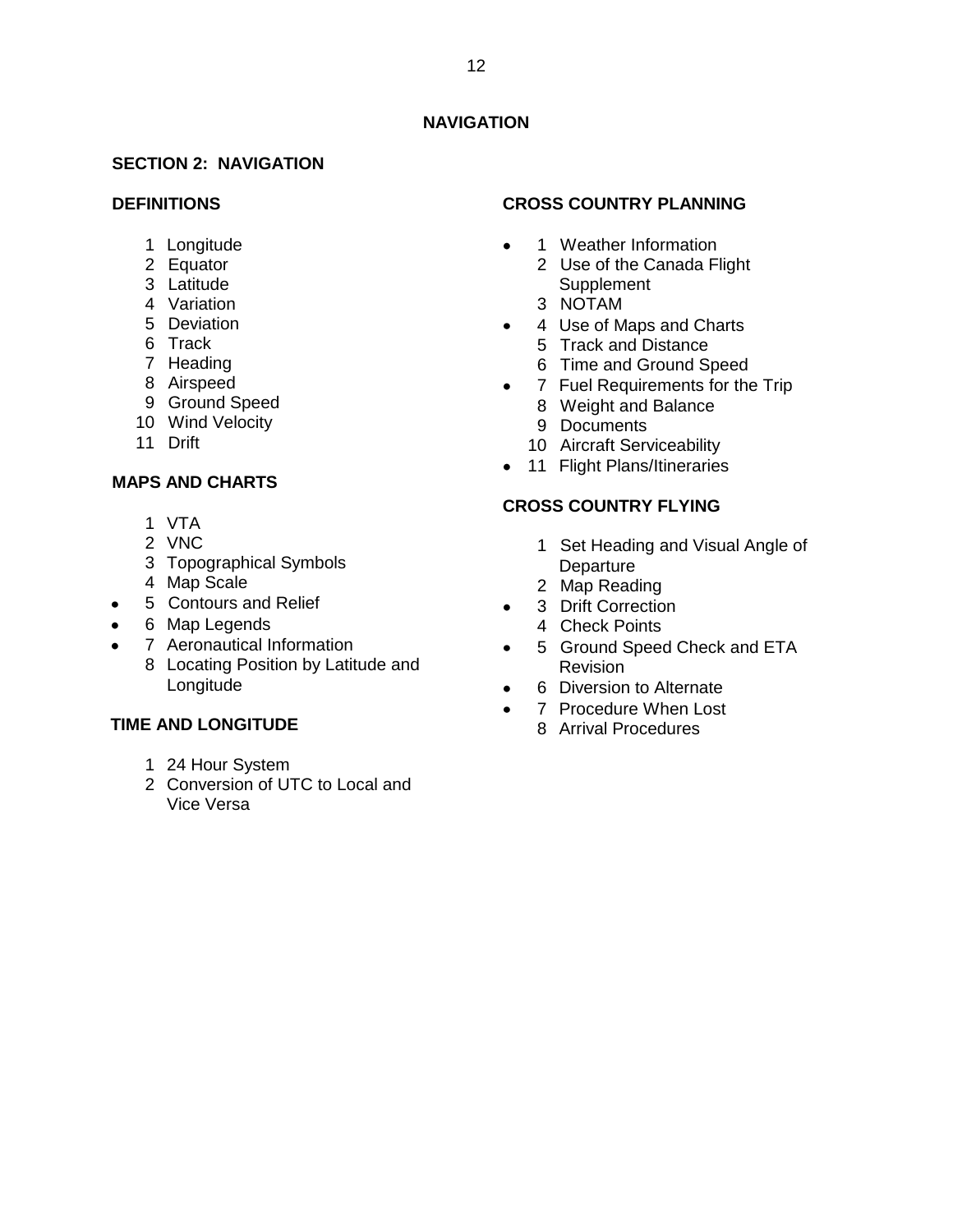# NAVIGATION

## SECTION 2: NAVIGATION

### DEFINITIONS

1 Longitude
2 Equator
3 Latitude
4 Variation
5 Deviation
6 Track
7 Heading
8 Airspeed
9 Ground Speed
10 Wind Velocity
11 Drift

### MAPS AND CHARTS

1 VTA
2 VNC
3 Topographical Symbols
4 Map Scale
- 5 Contours and Relief
- 6 Map Legends
- 7 Aeronautical Information

8 Locating Position by Latitude and Longitude

### TIME AND LONGITUDE

1 24 Hour System
2 Conversion of UTC to Local and Vice Versa

### CROSS COUNTRY PLANNING

- 1 Weather Information

2 Use of the Canada Flight Supplement
3 NOTAM
- 4 Use of Maps and Charts

5 Track and Distance
6 Time and Ground Speed
- 7 Fuel Requirements for the Trip

8 Weight and Balance
9 Documents
10 Aircraft Serviceability
- 11 Flight Plans/Itineraries

### CROSS COUNTRY FLYING

1 Set Heading and Visual Angle of Departure
2 Map Reading
- 3 Drift Correction

4 Check Points
- 5 Ground Speed Check and ETA Revision
- 6 Diversion to Alternate
- 7 Procedure When Lost

8 Arrival Procedures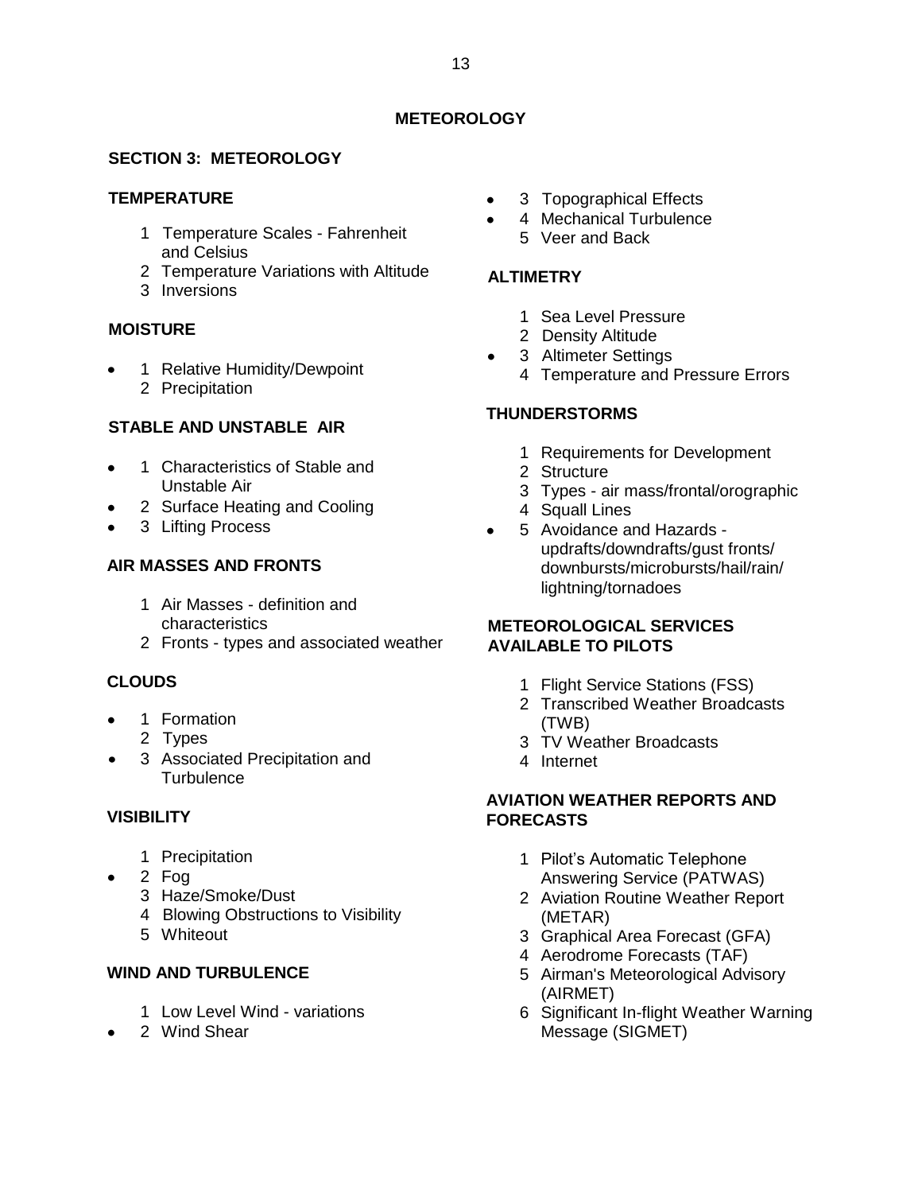# METEOROLOGY

## SECTION 3: METEOROLOGY

### TEMPERATURE

1 Temperature Scales - Fahrenheit and Celsius
2 Temperature Variations with Altitude
3 Inversions

### MOISTURE

- 1 Relative Humidity/Dewpoint
  2 Precipitation

### STABLE AND UNSTABLE AIR

- 1 Characteristics of Stable and Unstable Air
- 2 Surface Heating and Cooling
- 3 Lifting Process

### AIR MASSES AND FRONTS

1 Air Masses - definition and characteristics
2 Fronts - types and associated weather

### CLOUDS

- 1 Formation
  2 Types
- 3 Associated Precipitation and Turbulence

### VISIBILITY

1 Precipitation
- 2 Fog
  3 Haze/Smoke/Dust
  4 Blowing Obstructions to Visibility
  5 Whiteout

### WIND AND TURBULENCE

1 Low Level Wind - variations
- 2 Wind Shear
- 3 Topographical Effects
- 4 Mechanical Turbulence
  5 Veer and Back

### ALTIMETRY

1 Sea Level Pressure
2 Density Altitude
- 3 Altimeter Settings
  4 Temperature and Pressure Errors

### THUNDERSTORMS

1 Requirements for Development
2 Structure
3 Types - air mass/frontal/orographic
4 Squall Lines
- 5 Avoidance and Hazards - updrafts/downdrafts/gust fronts/ downbursts/microbursts/hail/rain/ lightning/tornadoes

### METEOROLOGICAL SERVICES AVAILABLE TO PILOTS

1 Flight Service Stations (FSS)
2 Transcribed Weather Broadcasts (TWB)
3 TV Weather Broadcasts
4 Internet

### AVIATION WEATHER REPORTS AND FORECASTS

1 Pilot's Automatic Telephone Answering Service (PATWAS)
2 Aviation Routine Weather Report (METAR)
3 Graphical Area Forecast (GFA)
4 Aerodrome Forecasts (TAF)
5 Airman's Meteorological Advisory (AIRMET)
6 Significant In-flight Weather Warning Message (SIGMET)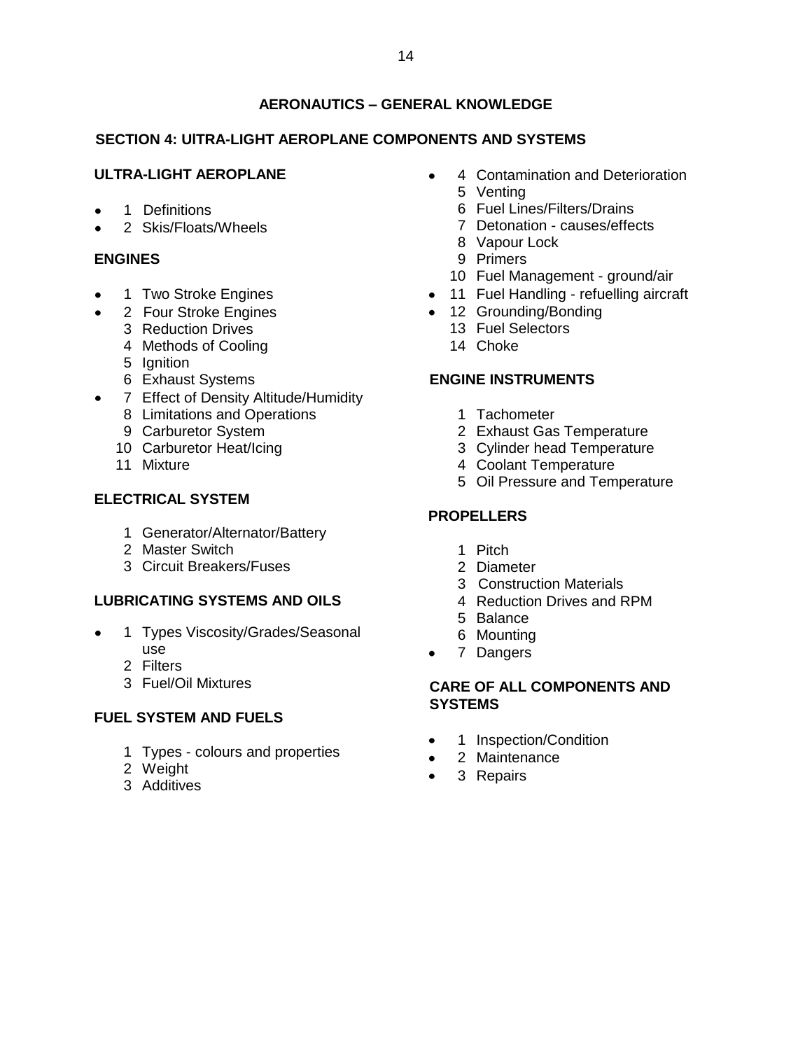# AERONAUTICS – GENERAL KNOWLEDGE

## SECTION 4: UlTRA-LIGHT AEROPLANE COMPONENTS AND SYSTEMS

### ULTRA-LIGHT AEROPLANE

- 1 Definitions
- 2 Skis/Floats/Wheels

### ENGINES

- 1 Two Stroke Engines
- 2 Four Stroke Engines
  - 3 Reduction Drives
  - 4 Methods of Cooling
  - 5 Ignition
  - 6 Exhaust Systems
- 7 Effect of Density Altitude/Humidity
  - 8 Limitations and Operations
  - 9 Carburetor System
  - 10 Carburetor Heat/Icing
  - 11 Mixture

### ELECTRICAL SYSTEM

1 Generator/Alternator/Battery
2 Master Switch
3 Circuit Breakers/Fuses

### LUBRICATING SYSTEMS AND OILS

- 1 Types Viscosity/Grades/Seasonal use
  - 2 Filters
  - 3 Fuel/Oil Mixtures

### FUEL SYSTEM AND FUELS

1 Types - colours and properties
2 Weight
3 Additives

- 4 Contamination and Deterioration
  - 5 Venting
  - 6 Fuel Lines/Filters/Drains
  - 7 Detonation - causes/effects
  - 8 Vapour Lock
  - 9 Primers
  - 10 Fuel Management - ground/air
- 11 Fuel Handling - refuelling aircraft
- 12 Grounding/Bonding
  - 13 Fuel Selectors
  - 14 Choke

### ENGINE INSTRUMENTS

1 Tachometer
2 Exhaust Gas Temperature
3 Cylinder head Temperature
4 Coolant Temperature
5 Oil Pressure and Temperature

### PROPELLERS

1 Pitch
2 Diameter
3 Construction Materials
4 Reduction Drives and RPM
5 Balance
6 Mounting

- 7 Dangers

### CARE OF ALL COMPONENTS AND SYSTEMS

- 1 Inspection/Condition
- 2 Maintenance
- 3 Repairs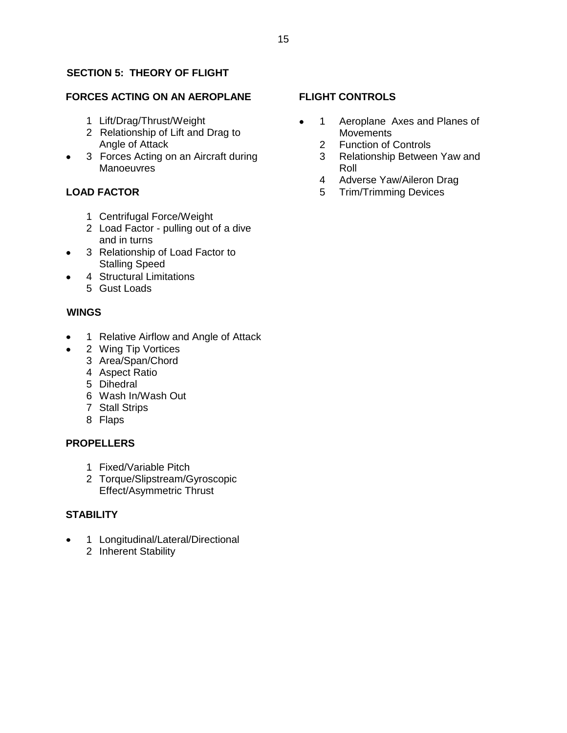## SECTION 5: THEORY OF FLIGHT

### FORCES ACTING ON AN AEROPLANE

1 Lift/Drag/Thrust/Weight

2 Relationship of Lift and Drag to Angle of Attack

- 3 Forces Acting on an Aircraft during Manoeuvres

### LOAD FACTOR

1 Centrifugal Force/Weight

2 Load Factor - pulling out of a dive and in turns

- 3 Relationship of Load Factor to Stalling Speed
- 4 Structural Limitations

5 Gust Loads

### WINGS

- 1 Relative Airflow and Angle of Attack
- 2 Wing Tip Vortices

3 Area/Span/Chord

4 Aspect Ratio

5 Dihedral

6 Wash In/Wash Out

7 Stall Strips

8 Flaps

### PROPELLERS

1 Fixed/Variable Pitch

2 Torque/Slipstream/Gyroscopic Effect/Asymmetric Thrust

### STABILITY

- 1 Longitudinal/Lateral/Directional

2 Inherent Stability

### FLIGHT CONTROLS

- 1 Aeroplane Axes and Planes of Movements

2 Function of Controls

3 Relationship Between Yaw and Roll

4 Adverse Yaw/Aileron Drag

5 Trim/Trimming Devices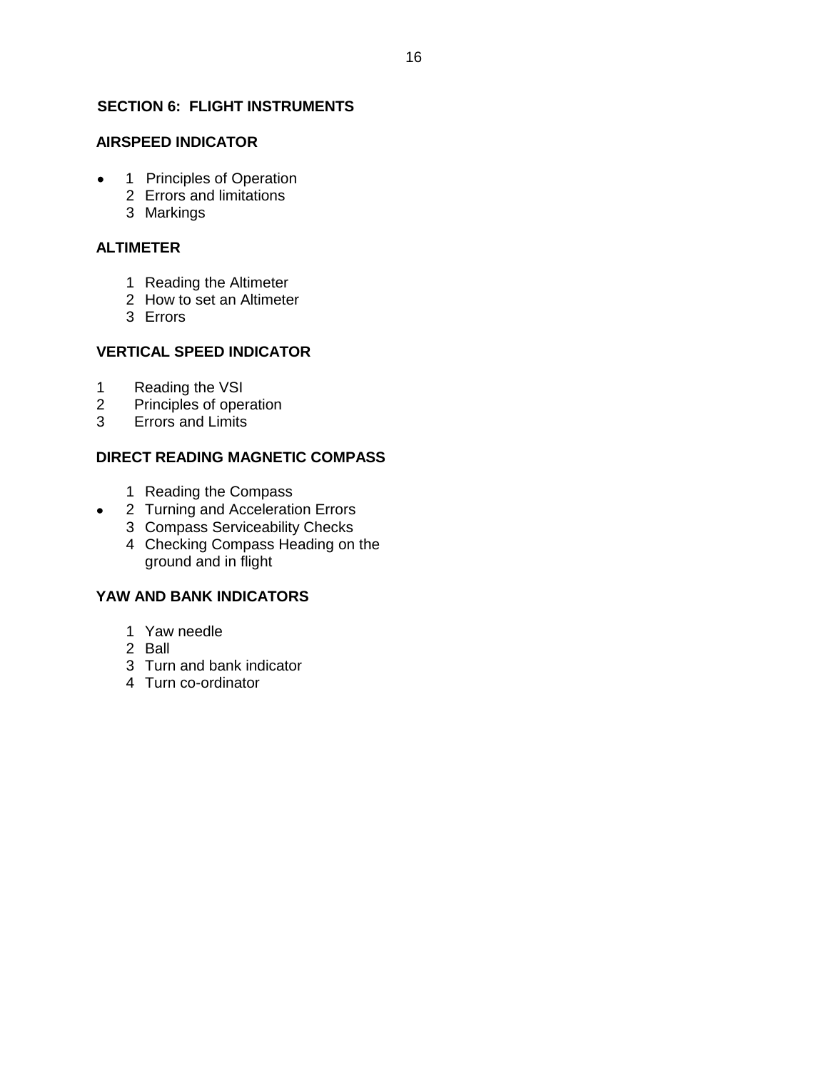## SECTION 6: FLIGHT INSTRUMENTS

### AIRSPEED INDICATOR

- 1 Principles of Operation
  2 Errors and limitations
  3 Markings

### ALTIMETER

1. Reading the Altimeter
2. How to set an Altimeter
3. Errors

### VERTICAL SPEED INDICATOR

1. Reading the VSI
2. Principles of operation
3. Errors and Limits

### DIRECT READING MAGNETIC COMPASS

1 Reading the Compass
- 2 Turning and Acceleration Errors
  3 Compass Serviceability Checks
  4 Checking Compass Heading on the ground and in flight

### YAW AND BANK INDICATORS

1. Yaw needle
2. Ball
3. Turn and bank indicator
4. Turn co-ordinator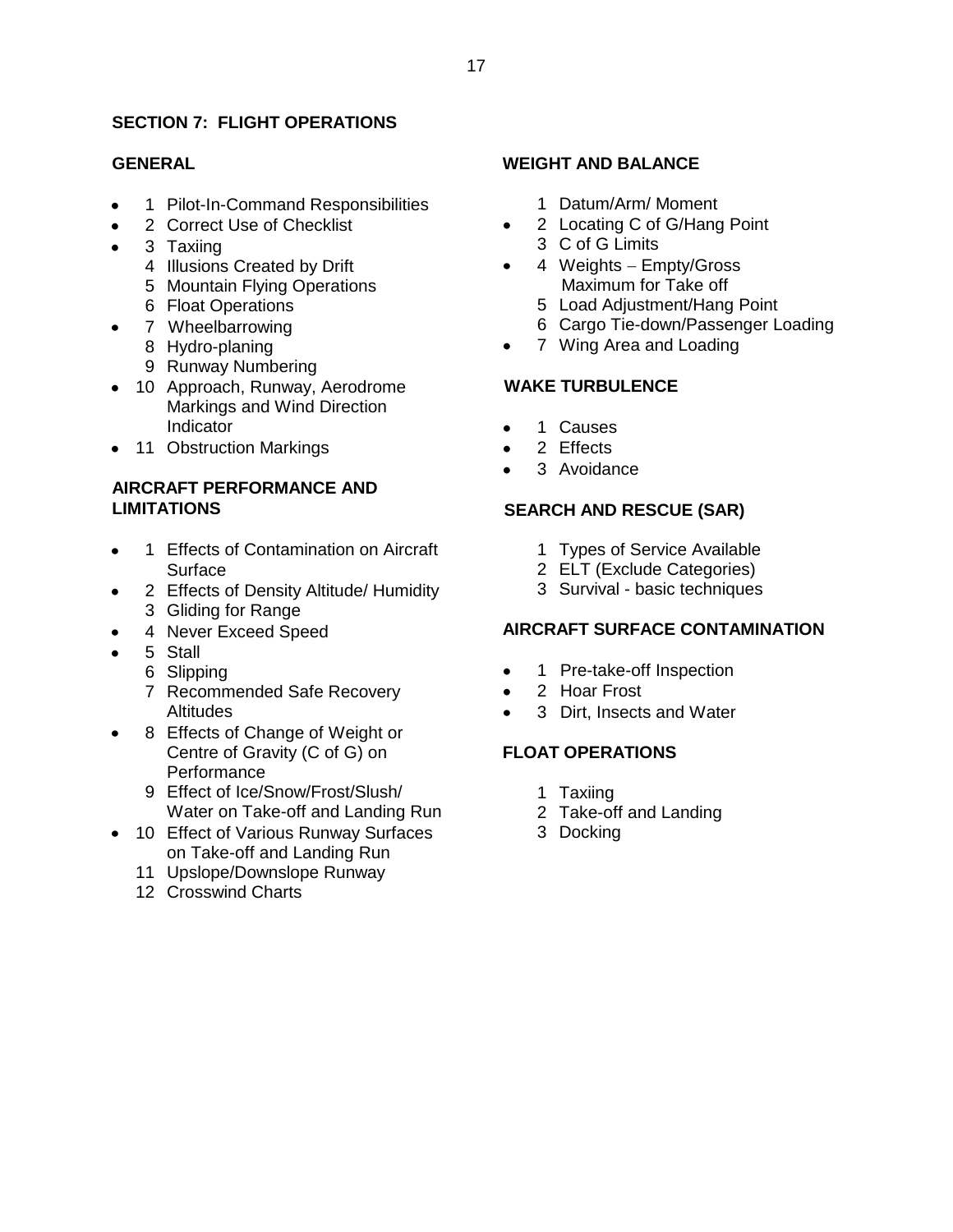## SECTION 7: FLIGHT OPERATIONS

### GENERAL

- 1 Pilot-In-Command Responsibilities
- 2 Correct Use of Checklist
- 3 Taxiing
  4 Illusions Created by Drift
  5 Mountain Flying Operations
  6 Float Operations
- 7 Wheelbarrowing
  8 Hydro-planing
  9 Runway Numbering
- 10 Approach, Runway, Aerodrome Markings and Wind Direction Indicator
- 11 Obstruction Markings

### AIRCRAFT PERFORMANCE AND LIMITATIONS

- 1 Effects of Contamination on Aircraft Surface
- 2 Effects of Density Altitude/ Humidity
  3 Gliding for Range
- 4 Never Exceed Speed
- 5 Stall
  6 Slipping
  7 Recommended Safe Recovery Altitudes
- 8 Effects of Change of Weight or Centre of Gravity (C of G) on Performance
  9 Effect of Ice/Snow/Frost/Slush/ Water on Take-off and Landing Run
- 10 Effect of Various Runway Surfaces on Take-off and Landing Run
  11 Upslope/Downslope Runway
  12 Crosswind Charts

### WEIGHT AND BALANCE

  1 Datum/Arm/ Moment
- 2 Locating C of G/Hang Point
  3 C of G Limits
- 4 Weights – Empty/Gross Maximum for Take off
  5 Load Adjustment/Hang Point
  6 Cargo Tie-down/Passenger Loading
- 7 Wing Area and Loading

### WAKE TURBULENCE

- 1 Causes
- 2 Effects
- 3 Avoidance

### SEARCH AND RESCUE (SAR)

  1 Types of Service Available
  2 ELT (Exclude Categories)
  3 Survival - basic techniques

### AIRCRAFT SURFACE CONTAMINATION

- 1 Pre-take-off Inspection
- 2 Hoar Frost
- 3 Dirt, Insects and Water

### FLOAT OPERATIONS

  1 Taxiing
  2 Take-off and Landing
  3 Docking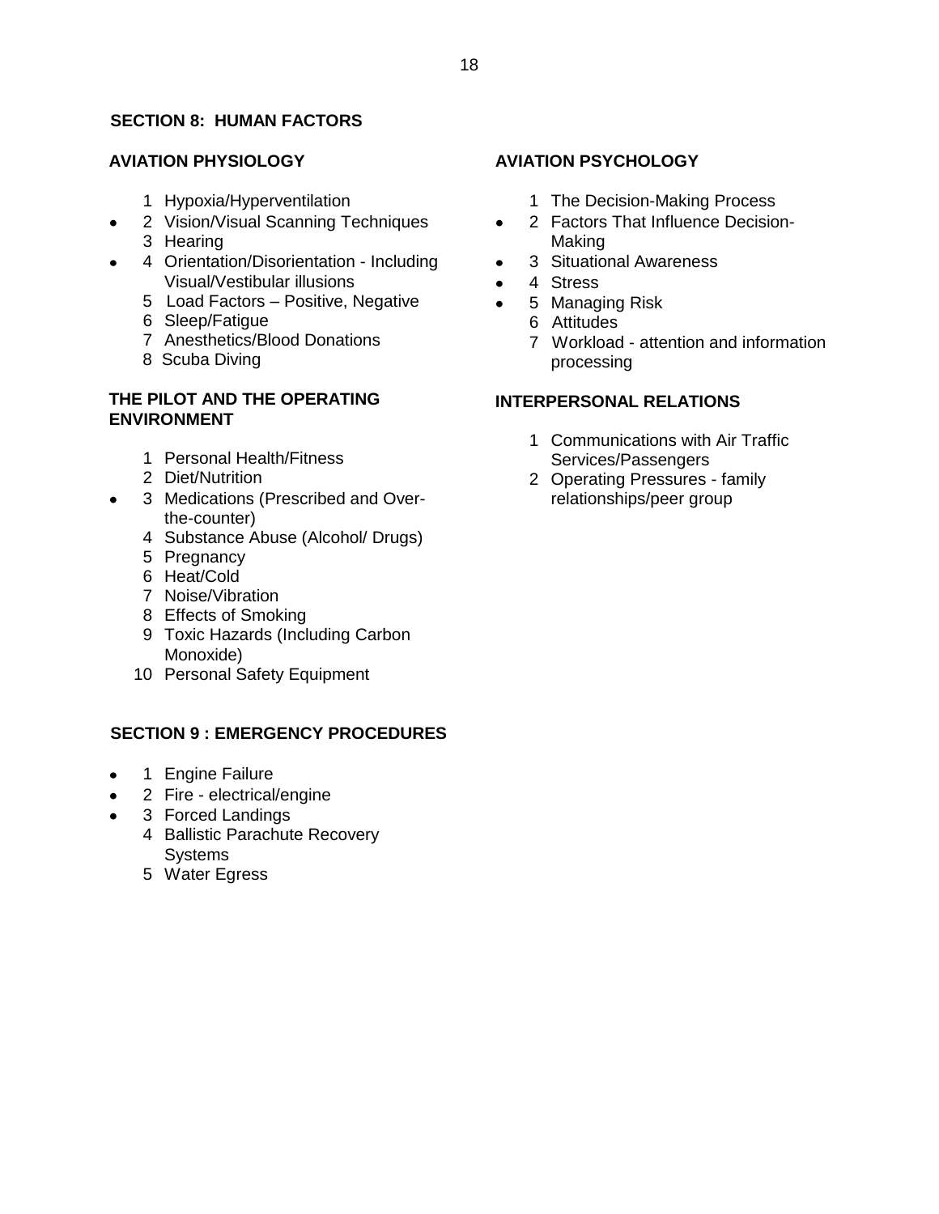## SECTION 8: HUMAN FACTORS

### AVIATION PHYSIOLOGY

1. Hypoxia/Hyperventilation
- 2 Vision/Visual Scanning Techniques
3. Hearing
- 4 Orientation/Disorientation - Including Visual/Vestibular illusions
5. Load Factors – Positive, Negative
6. Sleep/Fatigue
7. Anesthetics/Blood Donations
8. Scuba Diving

### THE PILOT AND THE OPERATING ENVIRONMENT

1. Personal Health/Fitness
2. Diet/Nutrition
- 3 Medications (Prescribed and Over-the-counter)
4. Substance Abuse (Alcohol/ Drugs)
5. Pregnancy
6. Heat/Cold
7. Noise/Vibration
8. Effects of Smoking
9. Toxic Hazards (Including Carbon Monoxide)
10. Personal Safety Equipment

### AVIATION PSYCHOLOGY

1. The Decision-Making Process
- 2 Factors That Influence Decision-Making
- 3 Situational Awareness
- 4 Stress
- 5 Managing Risk
6. Attitudes
7. Workload - attention and information processing

### INTERPERSONAL RELATIONS

1. Communications with Air Traffic Services/Passengers
2. Operating Pressures - family relationships/peer group

## SECTION 9 : EMERGENCY PROCEDURES

- 1 Engine Failure
- 2 Fire - electrical/engine
- 3 Forced Landings
4. Ballistic Parachute Recovery Systems
5. Water Egress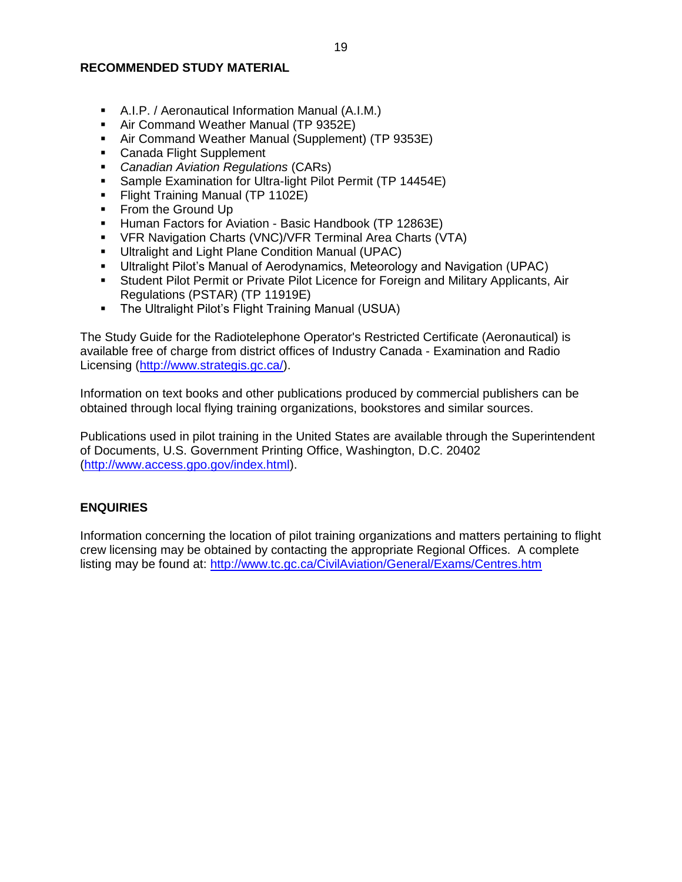## RECOMMENDED STUDY MATERIAL

- A.I.P. / Aeronautical Information Manual (A.I.M.)
- Air Command Weather Manual (TP 9352E)
- Air Command Weather Manual (Supplement) (TP 9353E)
- Canada Flight Supplement
- *Canadian Aviation Regulations* (CARs)
- Sample Examination for Ultra-light Pilot Permit (TP 14454E)
- Flight Training Manual (TP 1102E)
- From the Ground Up
- Human Factors for Aviation - Basic Handbook (TP 12863E)
- VFR Navigation Charts (VNC)/VFR Terminal Area Charts (VTA)
- Ultralight and Light Plane Condition Manual (UPAC)
- Ultralight Pilot's Manual of Aerodynamics, Meteorology and Navigation (UPAC)
- Student Pilot Permit or Private Pilot Licence for Foreign and Military Applicants, Air Regulations (PSTAR) (TP 11919E)
- The Ultralight Pilot's Flight Training Manual (USUA)

The Study Guide for the Radiotelephone Operator's Restricted Certificate (Aeronautical) is available free of charge from district offices of Industry Canada - Examination and Radio Licensing (http://www.strategis.gc.ca/).

Information on text books and other publications produced by commercial publishers can be obtained through local flying training organizations, bookstores and similar sources.

Publications used in pilot training in the United States are available through the Superintendent of Documents, U.S. Government Printing Office, Washington, D.C. 20402 (http://www.access.gpo.gov/index.html).

## ENQUIRIES

Information concerning the location of pilot training organizations and matters pertaining to flight crew licensing may be obtained by contacting the appropriate Regional Offices. A complete listing may be found at: http://www.tc.gc.ca/CivilAviation/General/Exams/Centres.htm